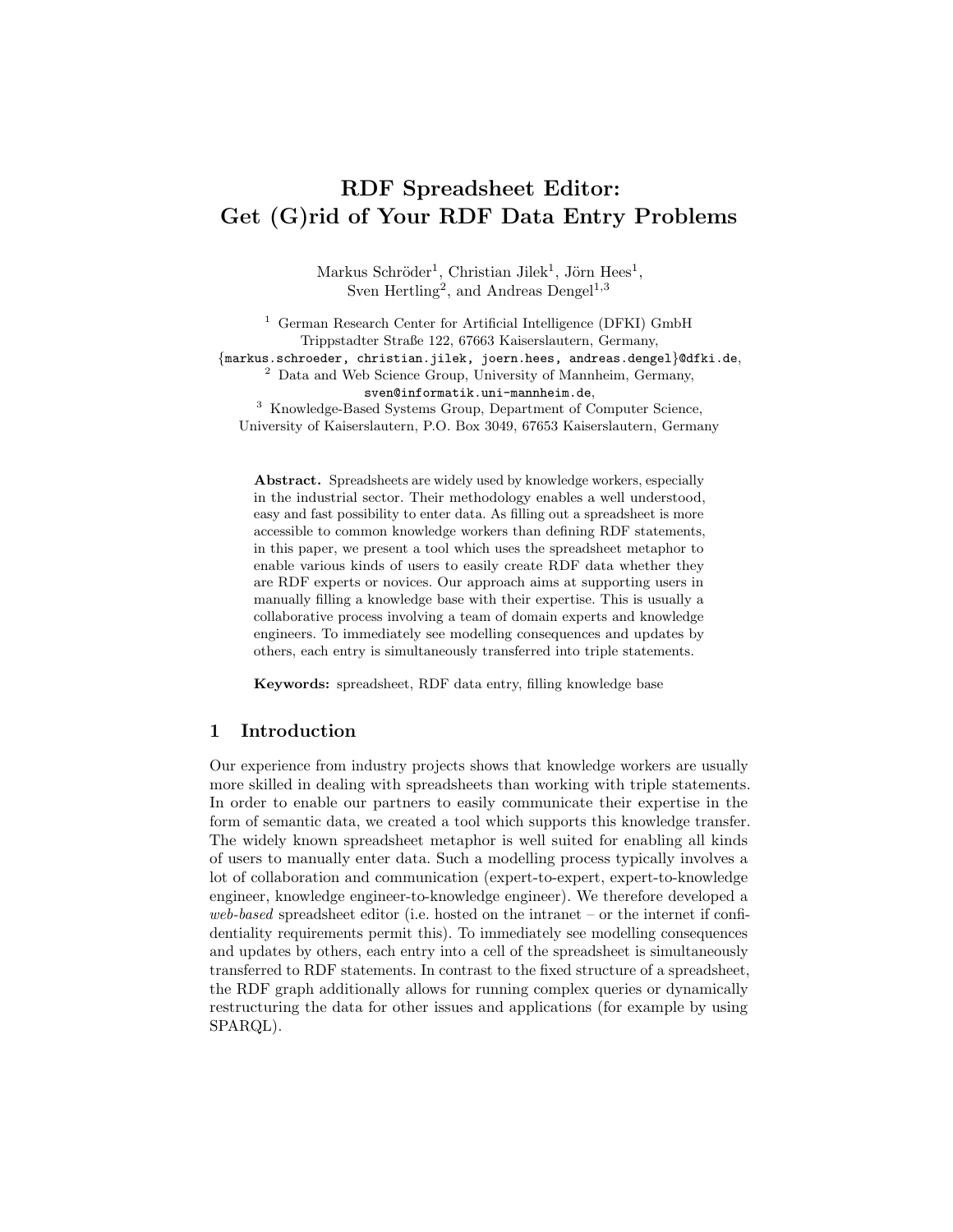# RDF Spreadsheet Editor: Get (G)rid of Your RDF Data Entry Problems

Markus Schröder[1], Christian Jilek[1], Jörn Hees[1], Sven Hertling[2], and Andreas Dengel[1,3]

[1] German Research Center for Artificial Intelligence (DFKI) GmbH
Trippstadter Straße 122, 67663 Kaiserslautern, Germany,
{markus.schroeder, christian.jilek, joern.hees, andreas.dengel}@dfki.de,

[2] Data and Web Science Group, University of Mannheim, Germany,
sven@informatik.uni-mannheim.de,

[3] Knowledge-Based Systems Group, Department of Computer Science,
University of Kaiserslautern, P.O. Box 3049, 67653 Kaiserslautern, Germany

**Abstract.** Spreadsheets are widely used by knowledge workers, especially in the industrial sector. Their methodology enables a well understood, easy and fast possibility to enter data. As filling out a spreadsheet is more accessible to common knowledge workers than defining RDF statements, in this paper, we present a tool which uses the spreadsheet metaphor to enable various kinds of users to easily create RDF data whether they are RDF experts or novices. Our approach aims at supporting users in manually filling a knowledge base with their expertise. This is usually a collaborative process involving a team of domain experts and knowledge engineers. To immediately see modelling consequences and updates by others, each entry is simultaneously transferred into triple statements.

**Keywords:** spreadsheet, RDF data entry, filling knowledge base

## 1 Introduction

Our experience from industry projects shows that knowledge workers are usually more skilled in dealing with spreadsheets than working with triple statements. In order to enable our partners to easily communicate their expertise in the form of semantic data, we created a tool which supports this knowledge transfer. The widely known spreadsheet metaphor is well suited for enabling all kinds of users to manually enter data. Such a modelling process typically involves a lot of collaboration and communication (expert-to-expert, expert-to-knowledge engineer, knowledge engineer-to-knowledge engineer). We therefore developed a *web-based* spreadsheet editor (i.e. hosted on the intranet – or the internet if confidentiality requirements permit this). To immediately see modelling consequences and updates by others, each entry into a cell of the spreadsheet is simultaneously transferred to RDF statements. In contrast to the fixed structure of a spreadsheet, the RDF graph additionally allows for running complex queries or dynamically restructuring the data for other issues and applications (for example by using SPARQL).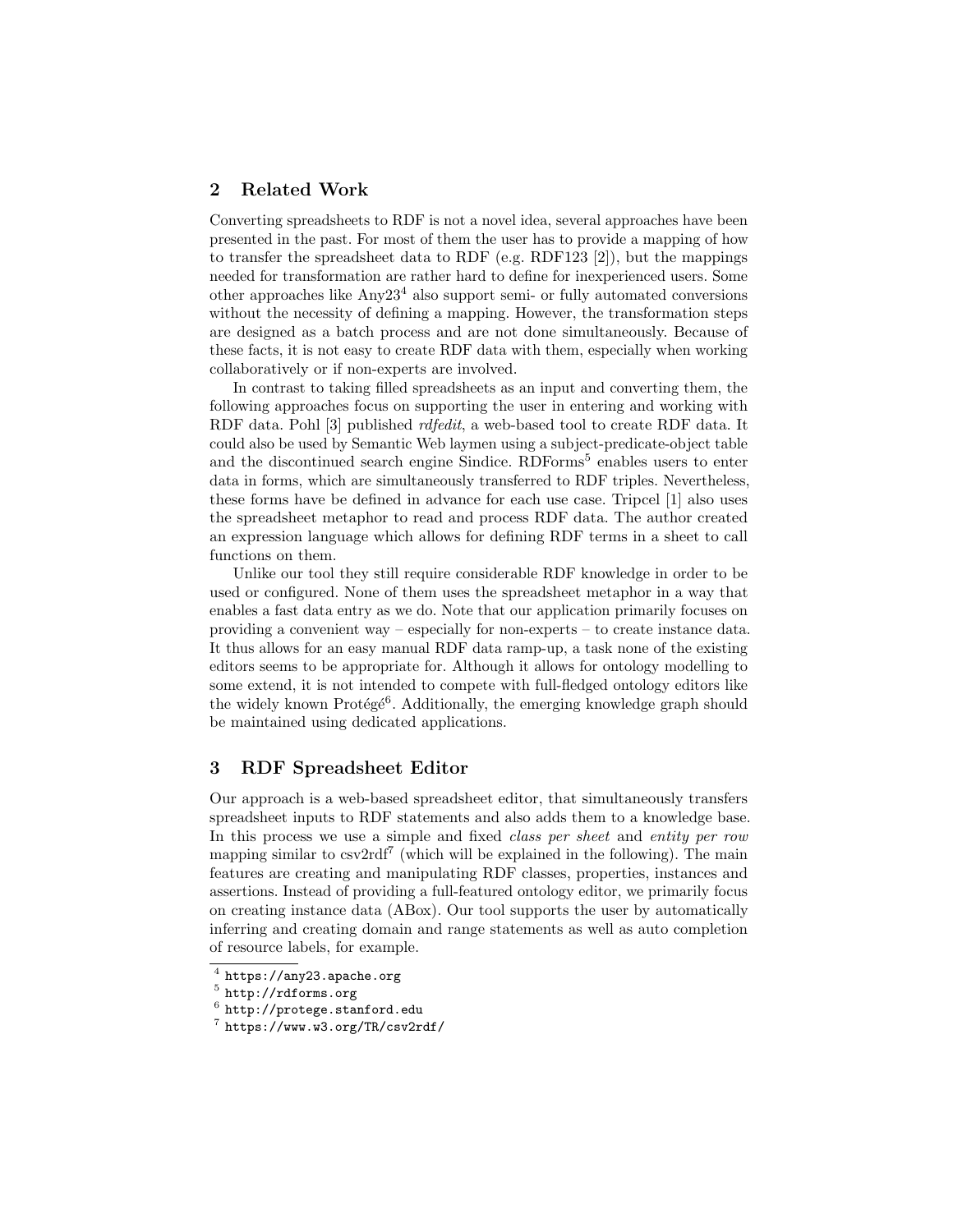## 2 Related Work

Converting spreadsheets to RDF is not a novel idea, several approaches have been presented in the past. For most of them the user has to provide a mapping of how to transfer the spreadsheet data to RDF (e.g. RDF123 [2]), but the mappings needed for transformation are rather hard to define for inexperienced users. Some other approaches like Any23[4] also support semi- or fully automated conversions without the necessity of defining a mapping. However, the transformation steps are designed as a batch process and are not done simultaneously. Because of these facts, it is not easy to create RDF data with them, especially when working collaboratively or if non-experts are involved.

In contrast to taking filled spreadsheets as an input and converting them, the following approaches focus on supporting the user in entering and working with RDF data. Pohl [3] published *rdfedit*, a web-based tool to create RDF data. It could also be used by Semantic Web laymen using a subject-predicate-object table and the discontinued search engine Sindice. RDForms[5] enables users to enter data in forms, which are simultaneously transferred to RDF triples. Nevertheless, these forms have be defined in advance for each use case. Tripcel [1] also uses the spreadsheet metaphor to read and process RDF data. The author created an expression language which allows for defining RDF terms in a sheet to call functions on them.

Unlike our tool they still require considerable RDF knowledge in order to be used or configured. None of them uses the spreadsheet metaphor in a way that enables a fast data entry as we do. Note that our application primarily focuses on providing a convenient way – especially for non-experts – to create instance data. It thus allows for an easy manual RDF data ramp-up, a task none of the existing editors seems to be appropriate for. Although it allows for ontology modelling to some extend, it is not intended to compete with full-fledged ontology editors like the widely known Protégé[6]. Additionally, the emerging knowledge graph should be maintained using dedicated applications.

## 3 RDF Spreadsheet Editor

Our approach is a web-based spreadsheet editor, that simultaneously transfers spreadsheet inputs to RDF statements and also adds them to a knowledge base. In this process we use a simple and fixed *class per sheet* and *entity per row* mapping similar to csv2rdf[7] (which will be explained in the following). The main features are creating and manipulating RDF classes, properties, instances and assertions. Instead of providing a full-featured ontology editor, we primarily focus on creating instance data (ABox). Our tool supports the user by automatically inferring and creating domain and range statements as well as auto completion of resource labels, for example.

[4] https://any23.apache.org
[5] http://rdforms.org
[6] http://protege.stanford.edu
[7] https://www.w3.org/TR/csv2rdf/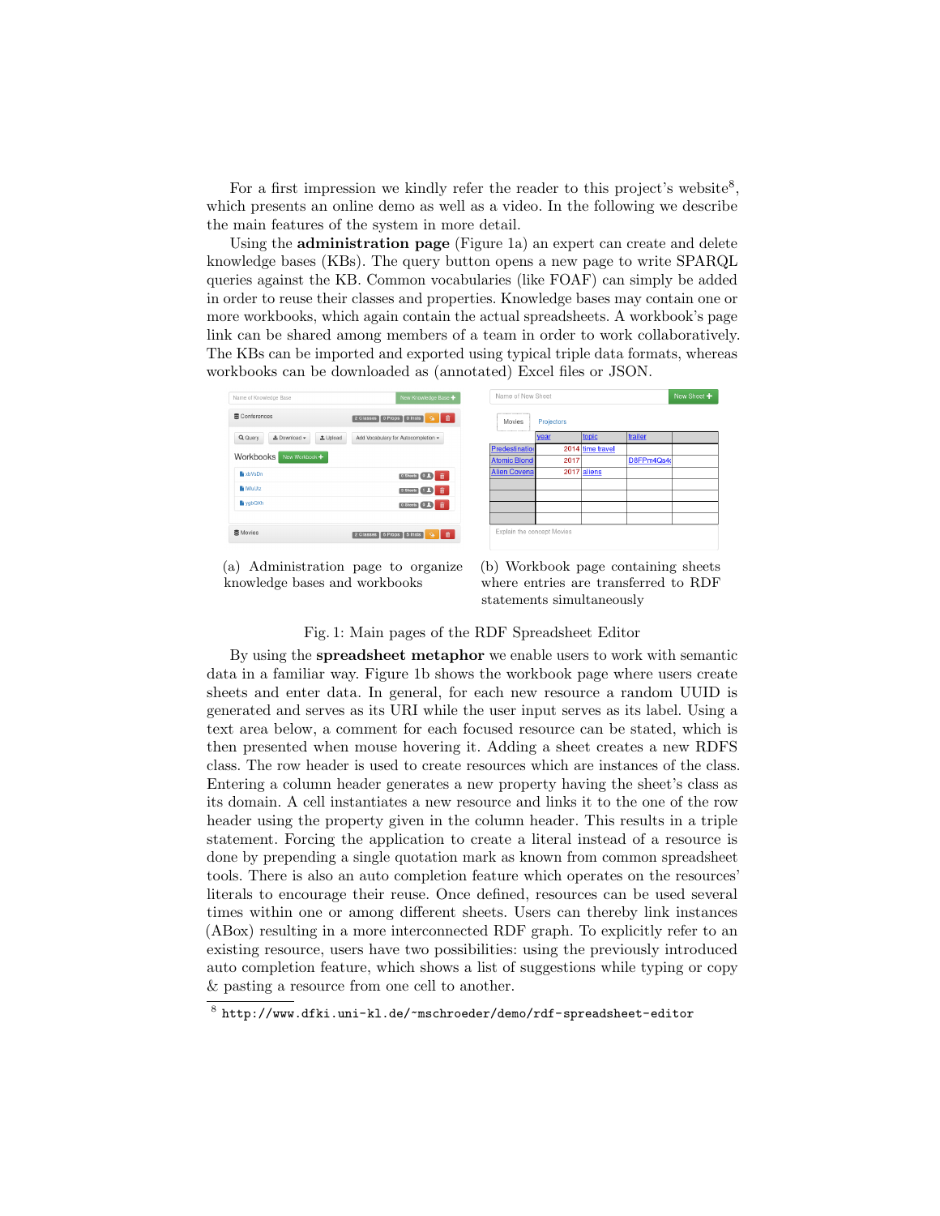For a first impression we kindly refer the reader to this project's website[8], which presents an online demo as well as a video. In the following we describe the main features of the system in more detail.

Using the **administration page** (Figure 1a) an expert can create and delete knowledge bases (KBs). The query button opens a new page to write SPARQL queries against the KB. Common vocabularies (like FOAF) can simply be added in order to reuse their classes and properties. Knowledge bases may contain one or more workbooks, which again contain the actual spreadsheets. A workbook's page link can be shared among members of a team in order to work collaboratively. The KBs can be imported and exported using typical triple data formats, whereas workbooks can be downloaded as (annotated) Excel files or JSON.

(a) Administration page to organize knowledge bases and workbooks

(b) Workbook page containing sheets where entries are transferred to RDF statements simultaneously

Fig. 1: Main pages of the RDF Spreadsheet Editor

By using the **spreadsheet metaphor** we enable users to work with semantic data in a familiar way. Figure 1b shows the workbook page where users create sheets and enter data. In general, for each new resource a random UUID is generated and serves as its URI while the user input serves as its label. Using a text area below, a comment for each focused resource can be stated, which is then presented when mouse hovering it. Adding a sheet creates a new RDFS class. The row header is used to create resources which are instances of the class. Entering a column header generates a new property having the sheet's class as its domain. A cell instantiates a new resource and links it to the one of the row header using the property given in the column header. This results in a triple statement. Forcing the application to create a literal instead of a resource is done by prepending a single quotation mark as known from common spreadsheet tools. There is also an auto completion feature which operates on the resources' literals to encourage their reuse. Once defined, resources can be used several times within one or among different sheets. Users can thereby link instances (ABox) resulting in a more interconnected RDF graph. To explicitly refer to an existing resource, users have two possibilities: using the previously introduced auto completion feature, which shows a list of suggestions while typing or copy & pasting a resource from one cell to another.

[8] http://www.dfki.uni-kl.de/~mschroeder/demo/rdf-spreadsheet-editor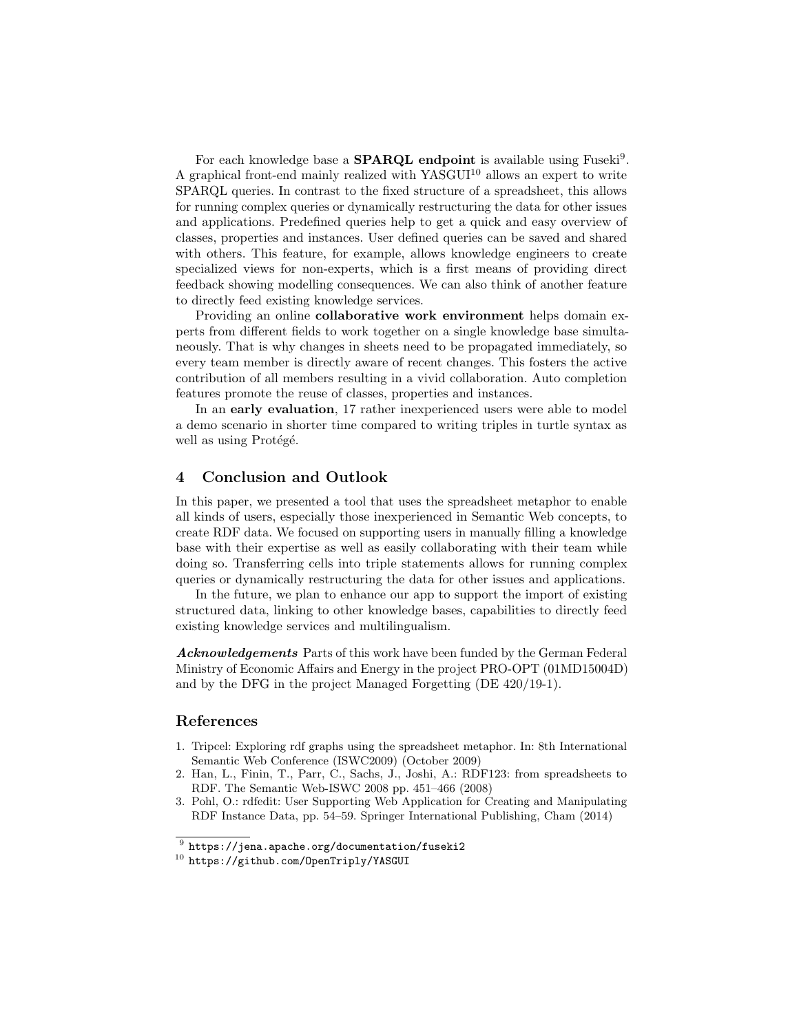For each knowledge base a **SPARQL endpoint** is available using Fuseki[9]. A graphical front-end mainly realized with YASGUI[10] allows an expert to write SPARQL queries. In contrast to the fixed structure of a spreadsheet, this allows for running complex queries or dynamically restructuring the data for other issues and applications. Predefined queries help to get a quick and easy overview of classes, properties and instances. User defined queries can be saved and shared with others. This feature, for example, allows knowledge engineers to create specialized views for non-experts, which is a first means of providing direct feedback showing modelling consequences. We can also think of another feature to directly feed existing knowledge services.

Providing an online **collaborative work environment** helps domain experts from different fields to work together on a single knowledge base simultaneously. That is why changes in sheets need to be propagated immediately, so every team member is directly aware of recent changes. This fosters the active contribution of all members resulting in a vivid collaboration. Auto completion features promote the reuse of classes, properties and instances.

In an **early evaluation**, 17 rather inexperienced users were able to model a demo scenario in shorter time compared to writing triples in turtle syntax as well as using Protégé.

## 4 Conclusion and Outlook

In this paper, we presented a tool that uses the spreadsheet metaphor to enable all kinds of users, especially those inexperienced in Semantic Web concepts, to create RDF data. We focused on supporting users in manually filling a knowledge base with their expertise as well as easily collaborating with their team while doing so. Transferring cells into triple statements allows for running complex queries or dynamically restructuring the data for other issues and applications.

In the future, we plan to enhance our app to support the import of existing structured data, linking to other knowledge bases, capabilities to directly feed existing knowledge services and multilingualism.

***Acknowledgements*** Parts of this work have been funded by the German Federal Ministry of Economic Affairs and Energy in the project PRO-OPT (01MD15004D) and by the DFG in the project Managed Forgetting (DE 420/19-1).

## References

1. Tripcel: Exploring rdf graphs using the spreadsheet metaphor. In: 8th International Semantic Web Conference (ISWC2009) (October 2009)
2. Han, L., Finin, T., Parr, C., Sachs, J., Joshi, A.: RDF123: from spreadsheets to RDF. The Semantic Web-ISWC 2008 pp. 451–466 (2008)
3. Pohl, O.: rdfedit: User Supporting Web Application for Creating and Manipulating RDF Instance Data, pp. 54–59. Springer International Publishing, Cham (2014)

[9] `https://jena.apache.org/documentation/fuseki2`

[10] `https://github.com/OpenTriply/YASGUI`